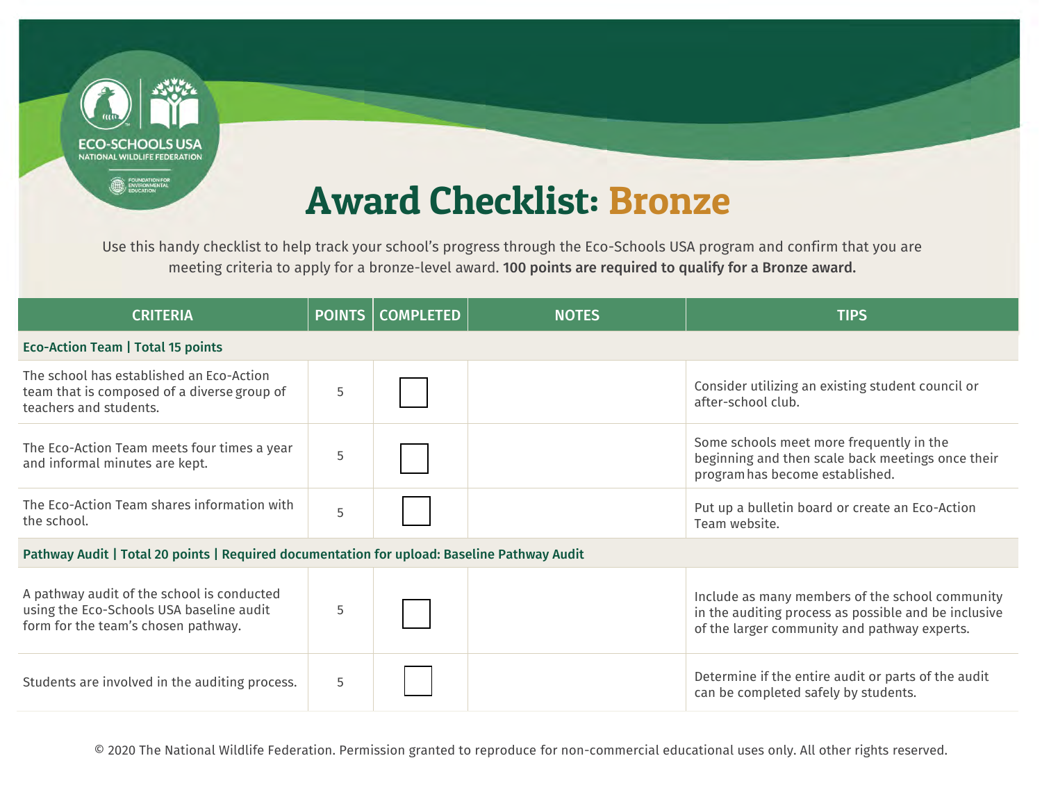ECO-SCHOOLS USA
NATIONAL WILDLIFE FEDERATION
FOUNDATION FOR ENVIRONMENTAL EDUCATION

# Award Checklist: Bronze

Use this handy checklist to help track your school's progress through the Eco-Schools USA program and confirm that you are meeting criteria to apply for a bronze-level award. **100 points are required to qualify for a Bronze award.**

| CRITERIA | POINTS | COMPLETED | NOTES | TIPS |
| --- | --- | --- | --- | --- |
| **Eco-Action Team \| Total 15 points** | | | | |
| The school has established an Eco-Action team that is composed of a diverse group of teachers and students. | 5 | ☐ | | Consider utilizing an existing student council or after-school club. |
| The Eco-Action Team meets four times a year and informal minutes are kept. | 5 | ☐ | | Some schools meet more frequently in the beginning and then scale back meetings once their program has become established. |
| The Eco-Action Team shares information with the school. | 5 | ☐ | | Put up a bulletin board or create an Eco-Action Team website. |
| **Pathway Audit \| Total 20 points \| Required documentation for upload: Baseline Pathway Audit** | | | | |
| A pathway audit of the school is conducted using the Eco-Schools USA baseline audit form for the team's chosen pathway. | 5 | ☐ | | Include as many members of the school community in the auditing process as possible and be inclusive of the larger community and pathway experts. |
| Students are involved in the auditing process. | 5 | ☐ | | Determine if the entire audit or parts of the audit can be completed safely by students. |

© 2020 The National Wildlife Federation. Permission granted to reproduce for non-commercial educational uses only. All other rights reserved.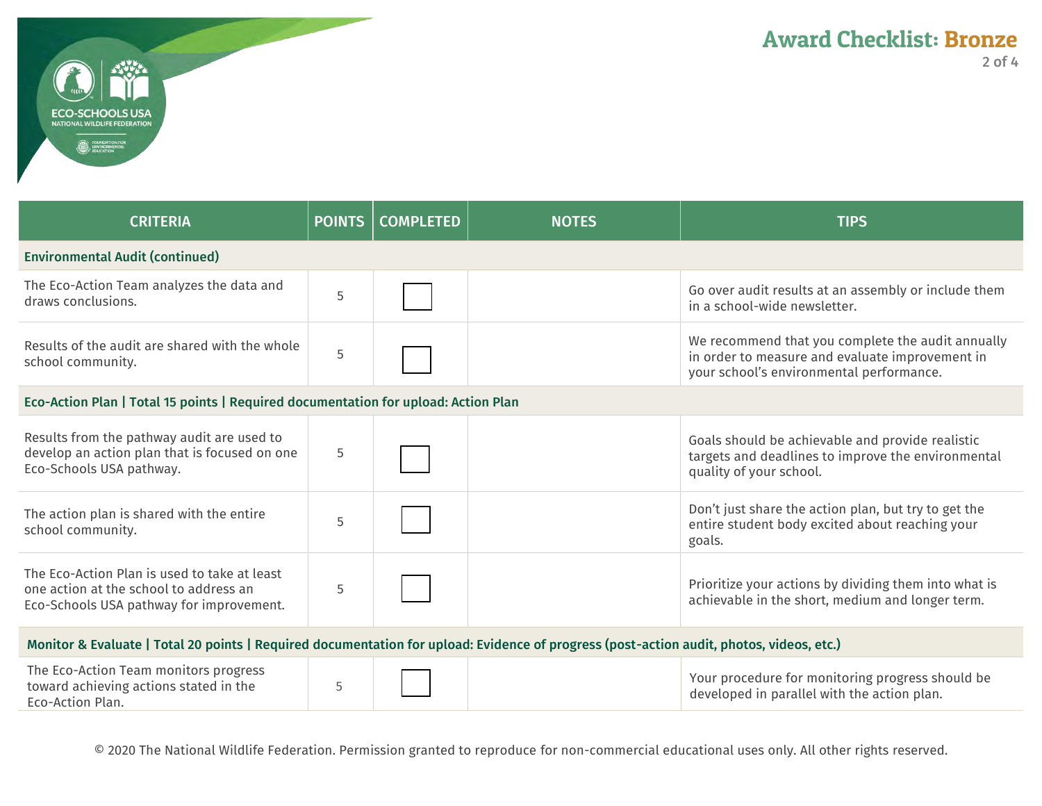# Award Checklist: Bronze

| CRITERIA | POINTS | COMPLETED | NOTES | TIPS |
| --- | --- | --- | --- | --- |
| **Environmental Audit (continued)** | | | | |
| The Eco-Action Team analyzes the data and draws conclusions. | 5 | ☐ | | Go over audit results at an assembly or include them in a school-wide newsletter. |
| Results of the audit are shared with the whole school community. | 5 | ☐ | | We recommend that you complete the audit annually in order to measure and evaluate improvement in your school's environmental performance. |
| **Eco-Action Plan \| Total 15 points \| Required documentation for upload: Action Plan** | | | | |
| Results from the pathway audit are used to develop an action plan that is focused on one Eco-Schools USA pathway. | 5 | ☐ | | Goals should be achievable and provide realistic targets and deadlines to improve the environmental quality of your school. |
| The action plan is shared with the entire school community. | 5 | ☐ | | Don't just share the action plan, but try to get the entire student body excited about reaching your goals. |
| The Eco-Action Plan is used to take at least one action at the school to address an Eco-Schools USA pathway for improvement. | 5 | ☐ | | Prioritize your actions by dividing them into what is achievable in the short, medium and longer term. |
| **Monitor & Evaluate \| Total 20 points \| Required documentation for upload: Evidence of progress (post-action audit, photos, videos, etc.)** | | | | |
| The Eco-Action Team monitors progress toward achieving actions stated in the Eco-Action Plan. | 5 | ☐ | | Your procedure for monitoring progress should be developed in parallel with the action plan. |

© 2020 The National Wildlife Federation. Permission granted to reproduce for non-commercial educational uses only. All other rights reserved.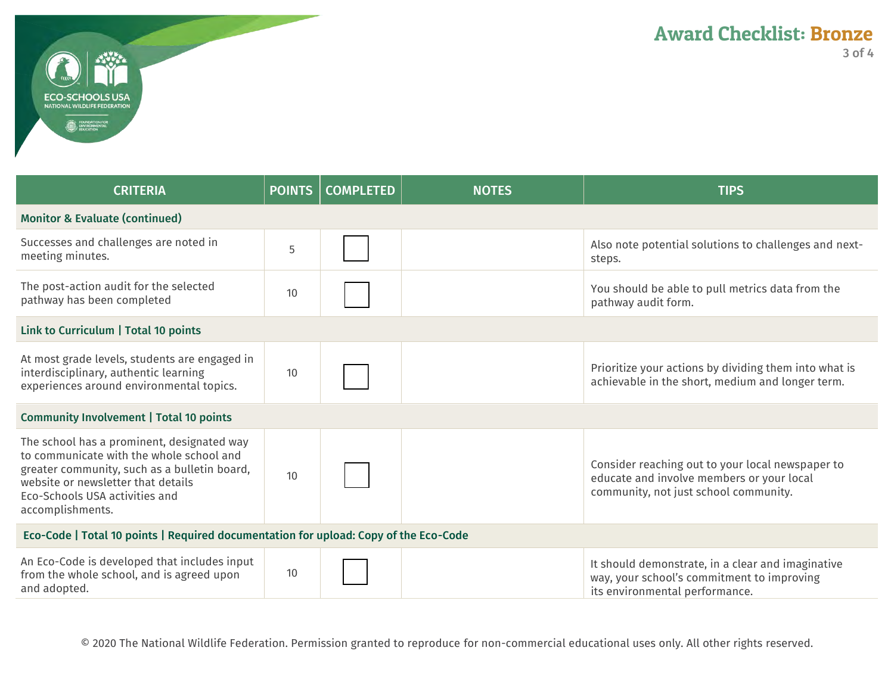# Award Checklist: Bronze

| CRITERIA | POINTS | COMPLETED | NOTES | TIPS |
|---|---|---|---|---|
| **Monitor & Evaluate (continued)** | | | | |
| Successes and challenges are noted in meeting minutes. | 5 | ☐ | | Also note potential solutions to challenges and next-steps. |
| The post-action audit for the selected pathway has been completed | 10 | ☐ | | You should be able to pull metrics data from the pathway audit form. |
| **Link to Curriculum \| Total 10 points** | | | | |
| At most grade levels, students are engaged in interdisciplinary, authentic learning experiences around environmental topics. | 10 | ☐ | | Prioritize your actions by dividing them into what is achievable in the short, medium and longer term. |
| **Community Involvement \| Total 10 points** | | | | |
| The school has a prominent, designated way to communicate with the whole school and greater community, such as a bulletin board, website or newsletter that details Eco-Schools USA activities and accomplishments. | 10 | ☐ | | Consider reaching out to your local newspaper to educate and involve members or your local community, not just school community. |
| **Eco-Code \| Total 10 points \| Required documentation for upload: Copy of the Eco-Code** | | | | |
| An Eco-Code is developed that includes input from the whole school, and is agreed upon and adopted. | 10 | ☐ | | It should demonstrate, in a clear and imaginative way, your school's commitment to improving its environmental performance. |

© 2020 The National Wildlife Federation. Permission granted to reproduce for non-commercial educational uses only. All other rights reserved.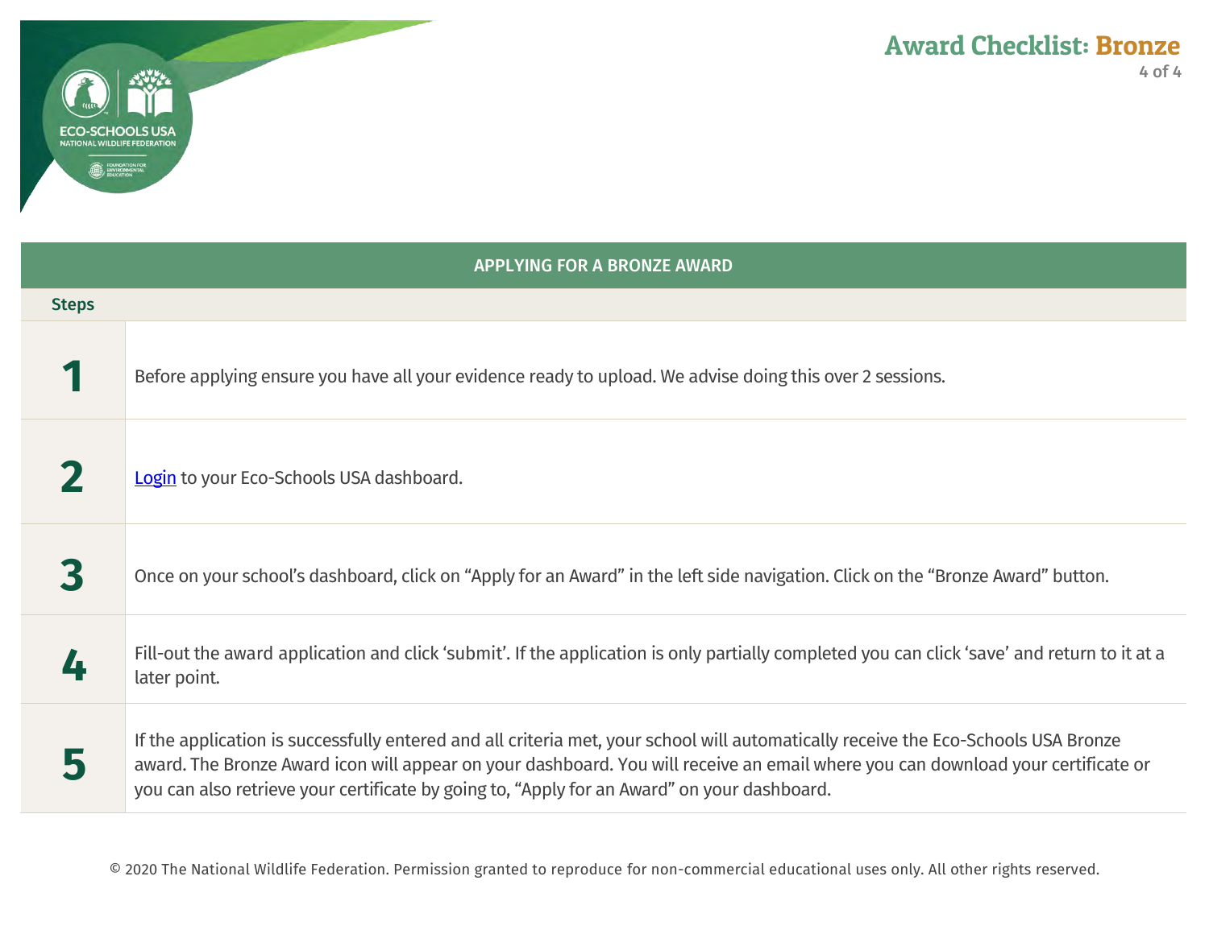# Award Checklist: Bronze

| APPLYING FOR A BRONZE AWARD | |
| --- | --- |
| **Steps** | |
| **1** | Before applying ensure you have all your evidence ready to upload. We advise doing this over 2 sessions. |
| **2** | Login to your Eco-Schools USA dashboard. |
| **3** | Once on your school's dashboard, click on "Apply for an Award" in the left side navigation. Click on the "Bronze Award" button. |
| **4** | Fill-out the award application and click 'submit'. If the application is only partially completed you can click 'save' and return to it at a later point. |
| **5** | If the application is successfully entered and all criteria met, your school will automatically receive the Eco-Schools USA Bronze award. The Bronze Award icon will appear on your dashboard. You will receive an email where you can download your certificate or you can also retrieve your certificate by going to, "Apply for an Award" on your dashboard. |

© 2020 The National Wildlife Federation. Permission granted to reproduce for non-commercial educational uses only. All other rights reserved.